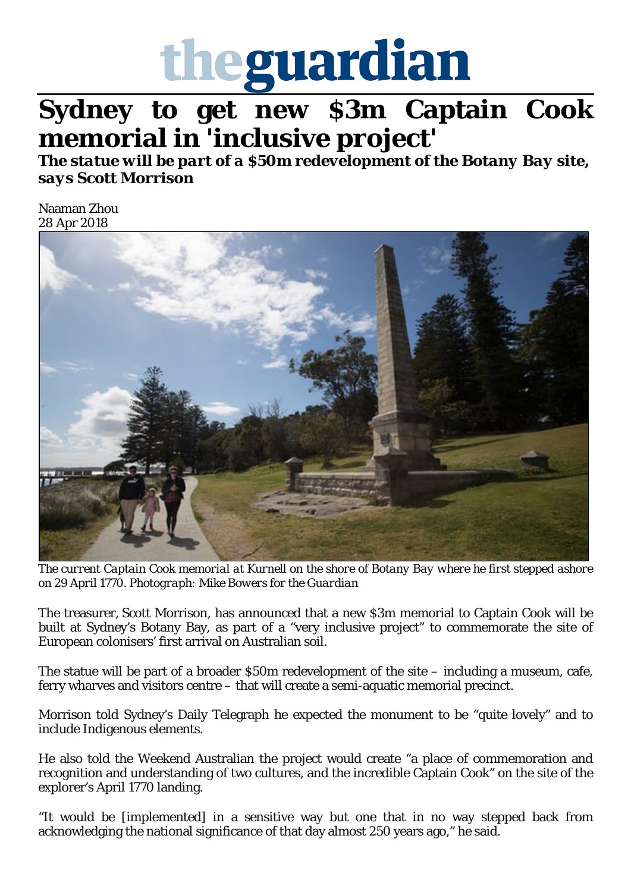# theguardian

# Sydney to get new $3m Captain Cook memorial in 'inclusive project'

***The statue will be part of a $50m redevelopment of the Botany Bay site, says Scott Morrison***

Naaman Zhou
28 Apr 2018

*The current Captain Cook memorial at Kurnell on the shore of Botany Bay where he first stepped ashore on 29 April 1770. Photograph: Mike Bowers for the Guardian*

The treasurer, Scott Morrison, has announced that a new $3m memorial to Captain Cook will be built at Sydney's Botany Bay, as part of a "very inclusive project" to commemorate the site of European colonisers' first arrival on Australian soil.

The statue will be part of a broader $50m redevelopment of the site – including a museum, cafe, ferry wharves and visitors centre – that will create a semi-aquatic memorial precinct.

Morrison told Sydney's Daily Telegraph he expected the monument to be "quite lovely" and to include Indigenous elements.

He also told the Weekend Australian the project would create "a place of commemoration and recognition and understanding of two cultures, and the incredible Captain Cook" on the site of the explorer's April 1770 landing.

"It would be [implemented] in a sensitive way but one that in no way stepped back from acknowledging the national significance of that day almost 250 years ago," he said.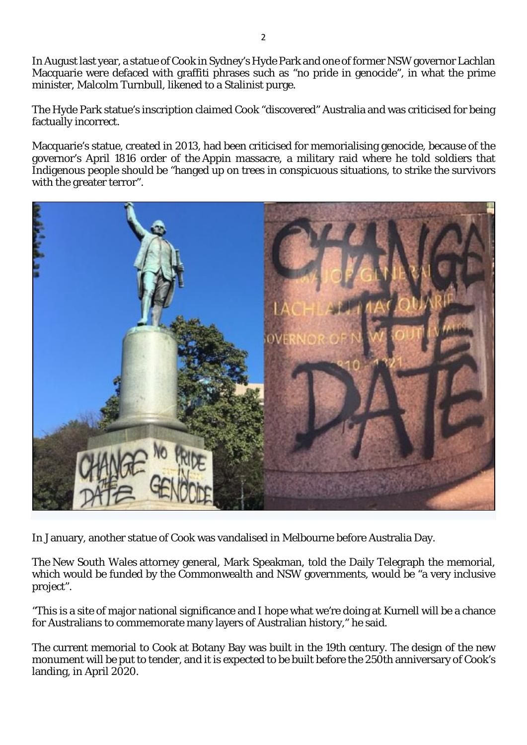In August last year, a statue of Cook in Sydney's Hyde Park and one of former NSW governor Lachlan Macquarie were defaced with graffiti phrases such as "no pride in genocide", in what the prime minister, Malcolm Turnbull, likened to a Stalinist purge.

The Hyde Park statue's inscription claimed Cook "discovered" Australia and was criticised for being factually incorrect.

Macquarie's statue, created in 2013, had been criticised for memorialising genocide, because of the governor's April 1816 order of the Appin massacre, a military raid where he told soldiers that Indigenous people should be "hanged up on trees in conspicuous situations, to strike the survivors with the greater terror".

In January, another statue of Cook was vandalised in Melbourne before Australia Day.

The New South Wales attorney general, Mark Speakman, told the Daily Telegraph the memorial, which would be funded by the Commonwealth and NSW governments, would be "a very inclusive project".

"This is a site of major national significance and I hope what we're doing at Kurnell will be a chance for Australians to commemorate many layers of Australian history," he said.

The current memorial to Cook at Botany Bay was built in the 19th century. The design of the new monument will be put to tender, and it is expected to be built before the 250th anniversary of Cook's landing, in April 2020.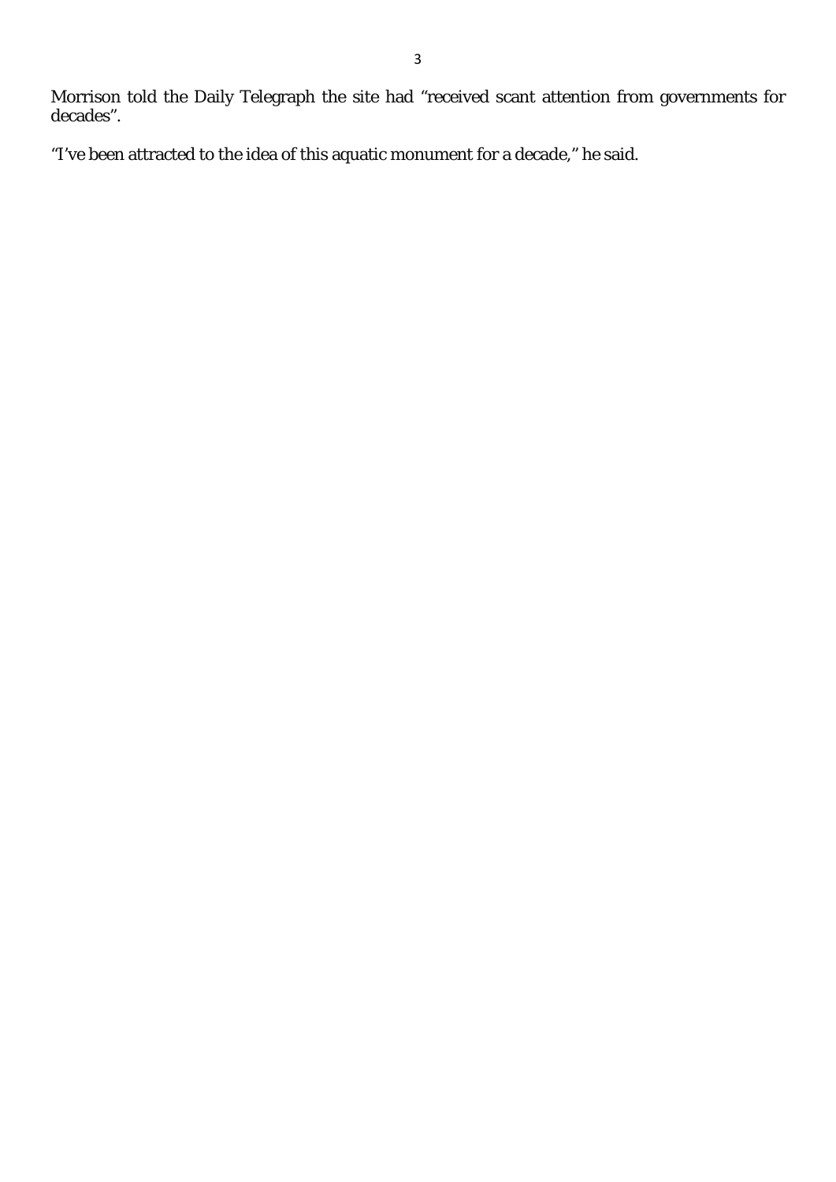Morrison told the Daily Telegraph the site had "received scant attention from governments for decades".

"I've been attracted to the idea of this aquatic monument for a decade," he said.